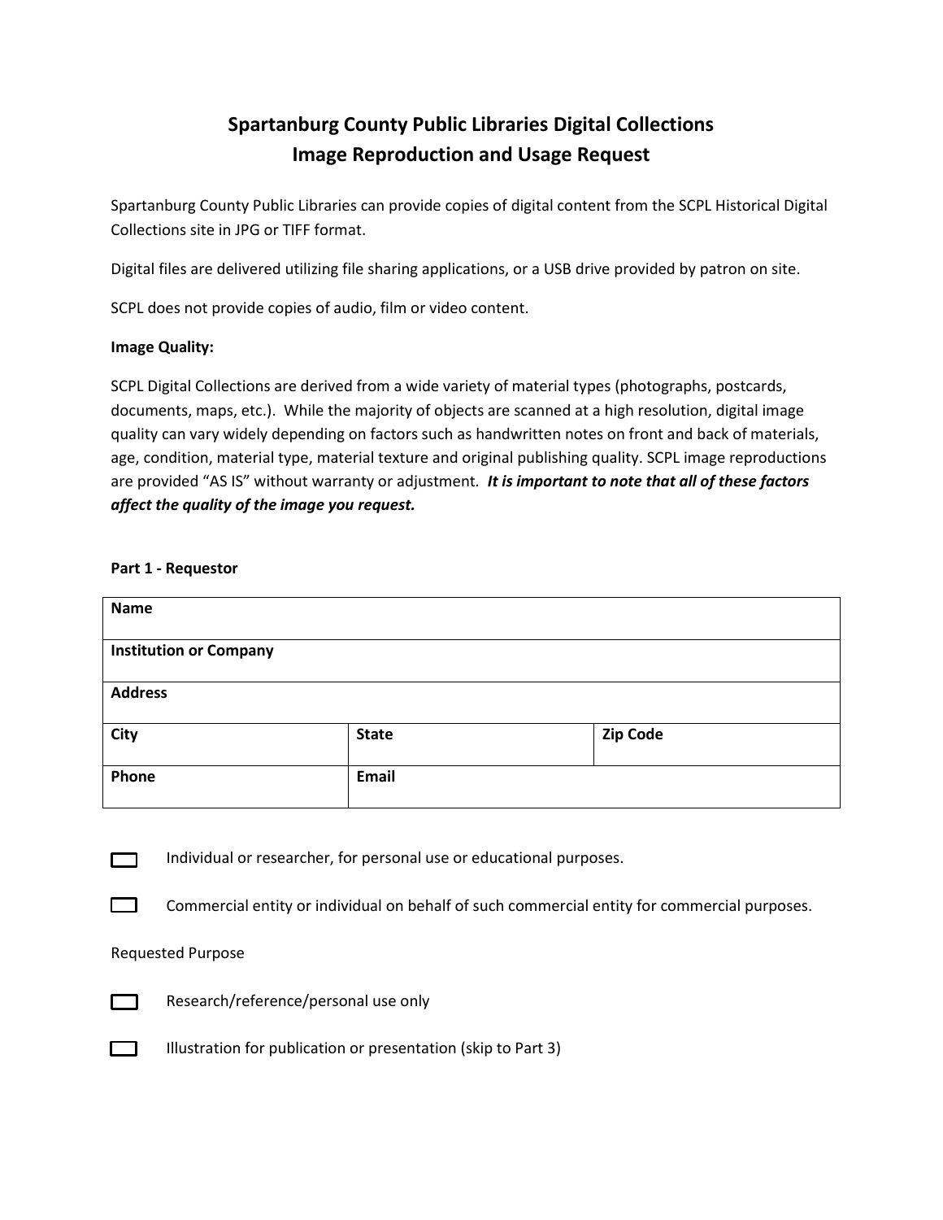# Spartanburg County Public Libraries Digital Collections
# Image Reproduction and Usage Request

Spartanburg County Public Libraries can provide copies of digital content from the SCPL Historical Digital Collections site in JPG or TIFF format.

Digital files are delivered utilizing file sharing applications, or a USB drive provided by patron on site.

SCPL does not provide copies of audio, film or video content.

**Image Quality:**

SCPL Digital Collections are derived from a wide variety of material types (photographs, postcards, documents, maps, etc.). While the majority of objects are scanned at a high resolution, digital image quality can vary widely depending on factors such as handwritten notes on front and back of materials, age, condition, material type, material texture and original publishing quality. SCPL image reproductions are provided "AS IS" without warranty or adjustment. ***It is important to note that all of these factors affect the quality of the image you request.***

**Part 1 - Requestor**

| **Name** | | |
|---|---|---|
| **Institution or Company** | | |
| **Address** | | |
| **City** | **State** | **Zip Code** |
| **Phone** | **Email** | |

☐ Individual or researcher, for personal use or educational purposes.

☐ Commercial entity or individual on behalf of such commercial entity for commercial purposes.

Requested Purpose

☐ Research/reference/personal use only

☐ Illustration for publication or presentation (skip to Part 3)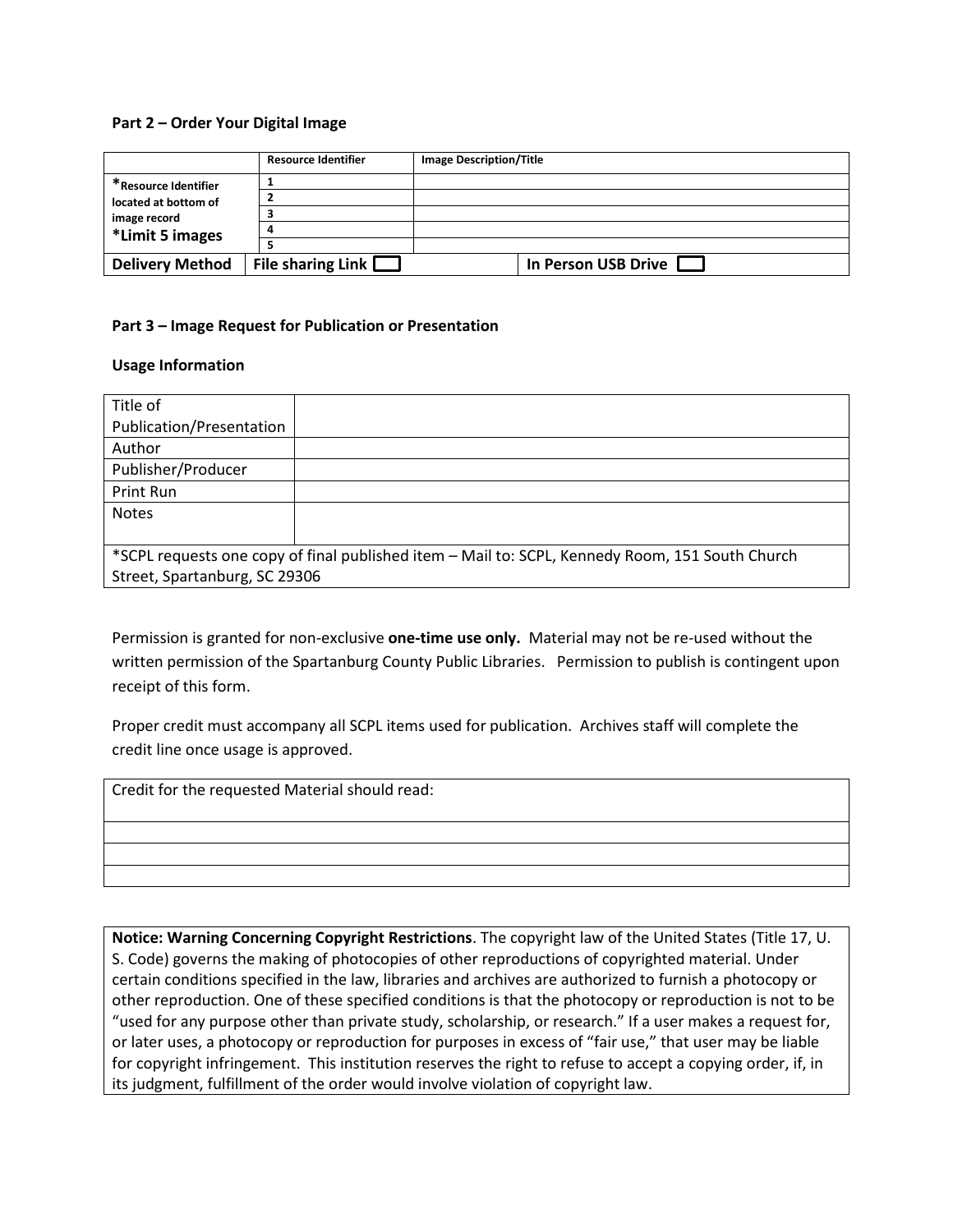**Part 2 – Order Your Digital Image**

| | Resource Identifier | Image Description/Title | |
|---|---|---|---|
| *Resource Identifier located at bottom of image record *Limit 5 images | 1 | | |
| | 2 | | |
| | 3 | | |
| | 4 | | |
| | 5 | | |
| **Delivery Method** | **File sharing Link** ☐ | | **In Person USB Drive** ☐ |

**Part 3 – Image Request for Publication or Presentation**

**Usage Information**

| Title of Publication/Presentation | |
|---|---|
| Author | |
| Publisher/Producer | |
| Print Run | |
| Notes | |
| *SCPL requests one copy of final published item – Mail to: SCPL, Kennedy Room, 151 South Church Street, Spartanburg, SC 29306 | |

Permission is granted for non-exclusive **one-time use only.** Material may not be re-used without the written permission of the Spartanburg County Public Libraries. Permission to publish is contingent upon receipt of this form.

Proper credit must accompany all SCPL items used for publication. Archives staff will complete the credit line once usage is approved.

| Credit for the requested Material should read: |
|---|
| |
| |
| |

**Notice: Warning Concerning Copyright Restrictions**. The copyright law of the United States (Title 17, U. S. Code) governs the making of photocopies of other reproductions of copyrighted material. Under certain conditions specified in the law, libraries and archives are authorized to furnish a photocopy or other reproduction. One of these specified conditions is that the photocopy or reproduction is not to be "used for any purpose other than private study, scholarship, or research." If a user makes a request for, or later uses, a photocopy or reproduction for purposes in excess of "fair use," that user may be liable for copyright infringement. This institution reserves the right to refuse to accept a copying order, if, in its judgment, fulfillment of the order would involve violation of copyright law.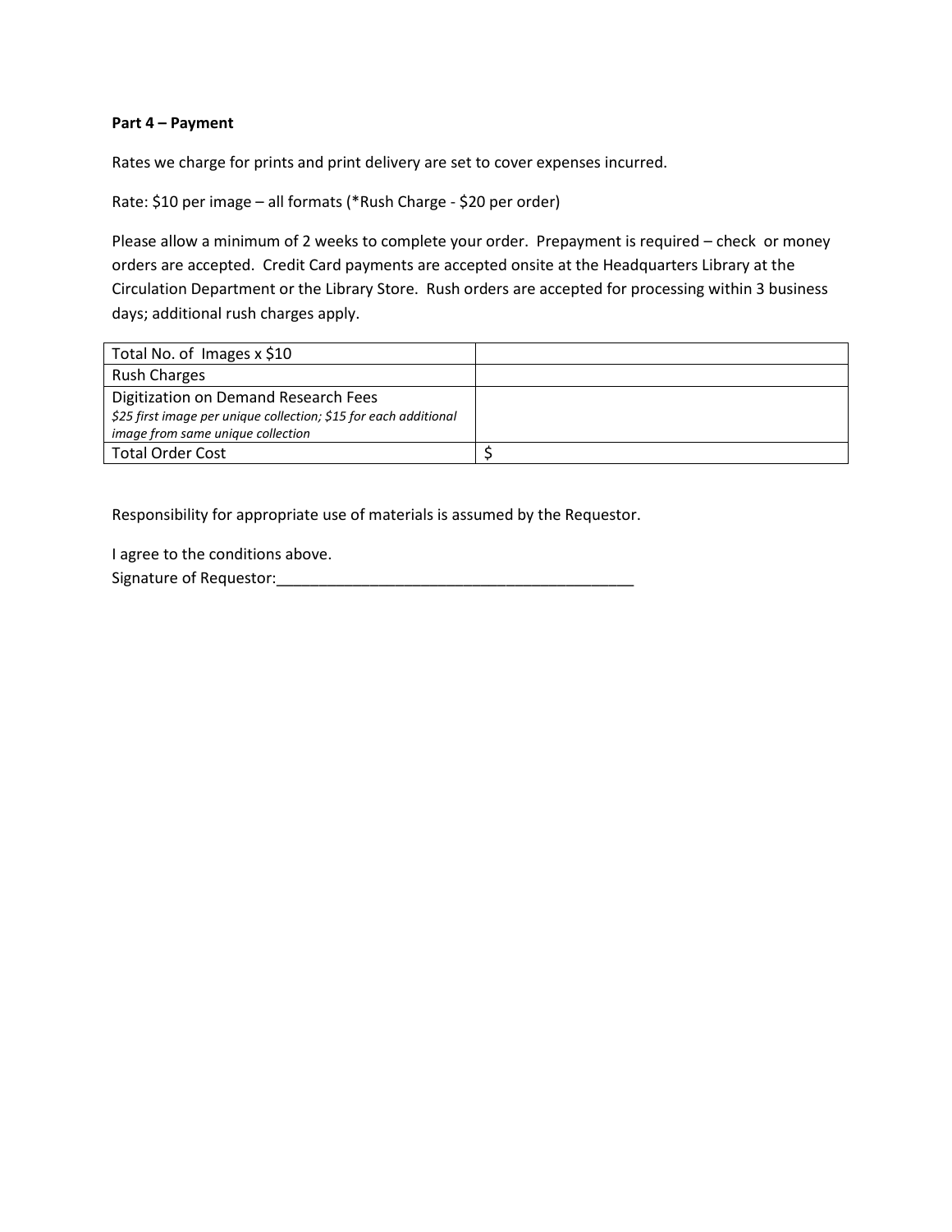**Part 4 – Payment**

Rates we charge for prints and print delivery are set to cover expenses incurred.

Rate: $10 per image – all formats (*Rush Charge - $20 per order)

Please allow a minimum of 2 weeks to complete your order. Prepayment is required – check or money orders are accepted. Credit Card payments are accepted onsite at the Headquarters Library at the Circulation Department or the Library Store. Rush orders are accepted for processing within 3 business days; additional rush charges apply.

| | |
|---|---|
| Total No. of Images x $10 | |
| Rush Charges | |
| Digitization on Demand Research Fees<br>*$25 first image per unique collection; $15 for each additional image from same unique collection* | |
| Total Order Cost | $ |

Responsibility for appropriate use of materials is assumed by the Requestor.

I agree to the conditions above.
Signature of Requestor:___________________________________________